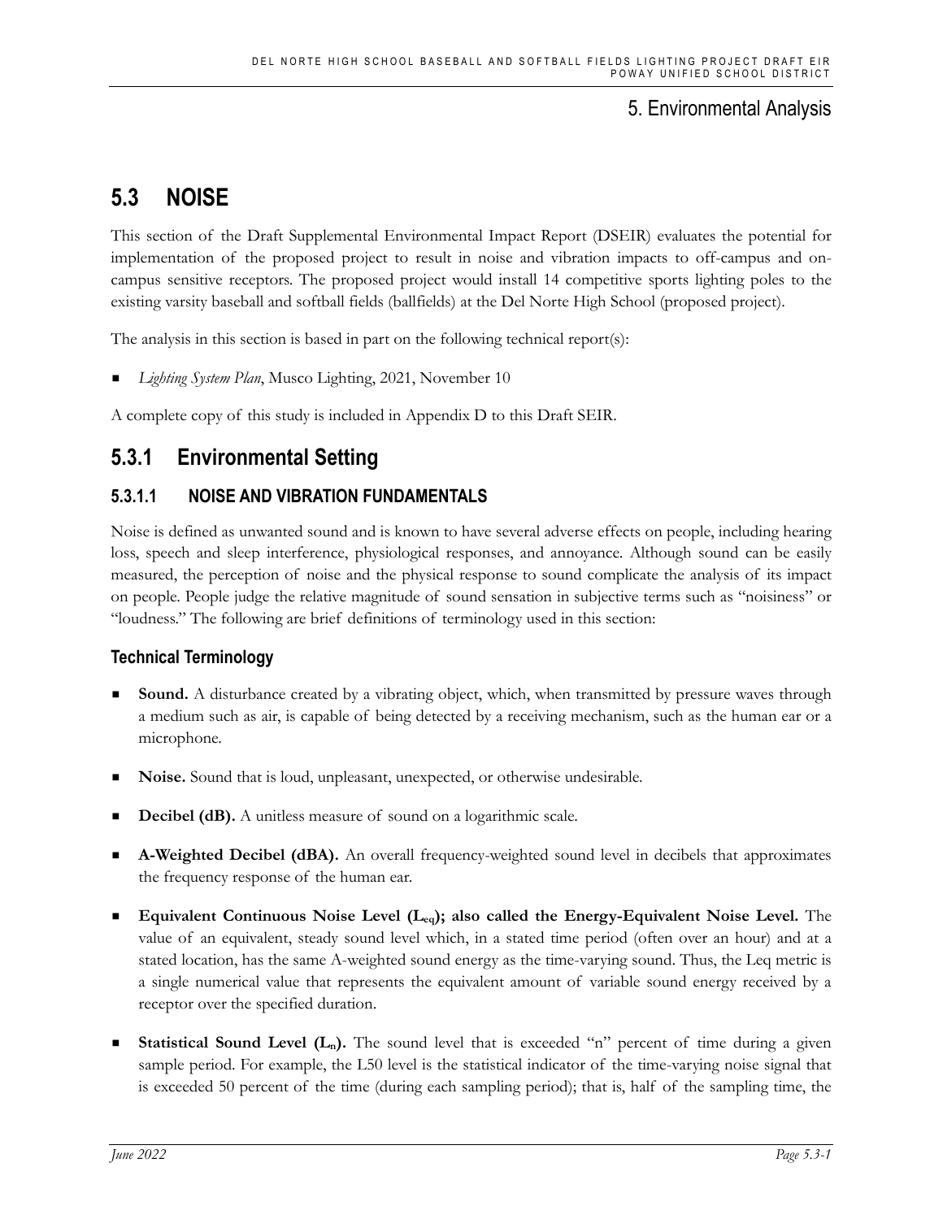# 5. Environmental Analysis

## 5.3 NOISE

This section of the Draft Supplemental Environmental Impact Report (DSEIR) evaluates the potential for implementation of the proposed project to result in noise and vibration impacts to off-campus and on-campus sensitive receptors. The proposed project would install 14 competitive sports lighting poles to the existing varsity baseball and softball fields (ballfields) at the Del Norte High School (proposed project).

The analysis in this section is based in part on the following technical report(s):

- *Lighting System Plan*, Musco Lighting, 2021, November 10

A complete copy of this study is included in Appendix D to this Draft SEIR.

## 5.3.1 Environmental Setting

### 5.3.1.1 NOISE AND VIBRATION FUNDAMENTALS

Noise is defined as unwanted sound and is known to have several adverse effects on people, including hearing loss, speech and sleep interference, physiological responses, and annoyance. Although sound can be easily measured, the perception of noise and the physical response to sound complicate the analysis of its impact on people. People judge the relative magnitude of sound sensation in subjective terms such as "noisiness" or "loudness." The following are brief definitions of terminology used in this section:

#### Technical Terminology

- **Sound.** A disturbance created by a vibrating object, which, when transmitted by pressure waves through a medium such as air, is capable of being detected by a receiving mechanism, such as the human ear or a microphone.
- **Noise.** Sound that is loud, unpleasant, unexpected, or otherwise undesirable.
- **Decibel (dB).** A unitless measure of sound on a logarithmic scale.
- **A-Weighted Decibel (dBA).** An overall frequency-weighted sound level in decibels that approximates the frequency response of the human ear.
- **Equivalent Continuous Noise Level ($L_{eq}$); also called the Energy-Equivalent Noise Level.** The value of an equivalent, steady sound level which, in a stated time period (often over an hour) and at a stated location, has the same A-weighted sound energy as the time-varying sound. Thus, the Leq metric is a single numerical value that represents the equivalent amount of variable sound energy received by a receptor over the specified duration.
- **Statistical Sound Level ($L_n$).** The sound level that is exceeded "n" percent of time during a given sample period. For example, the L50 level is the statistical indicator of the time-varying noise signal that is exceeded 50 percent of the time (during each sampling period); that is, half of the sampling time, the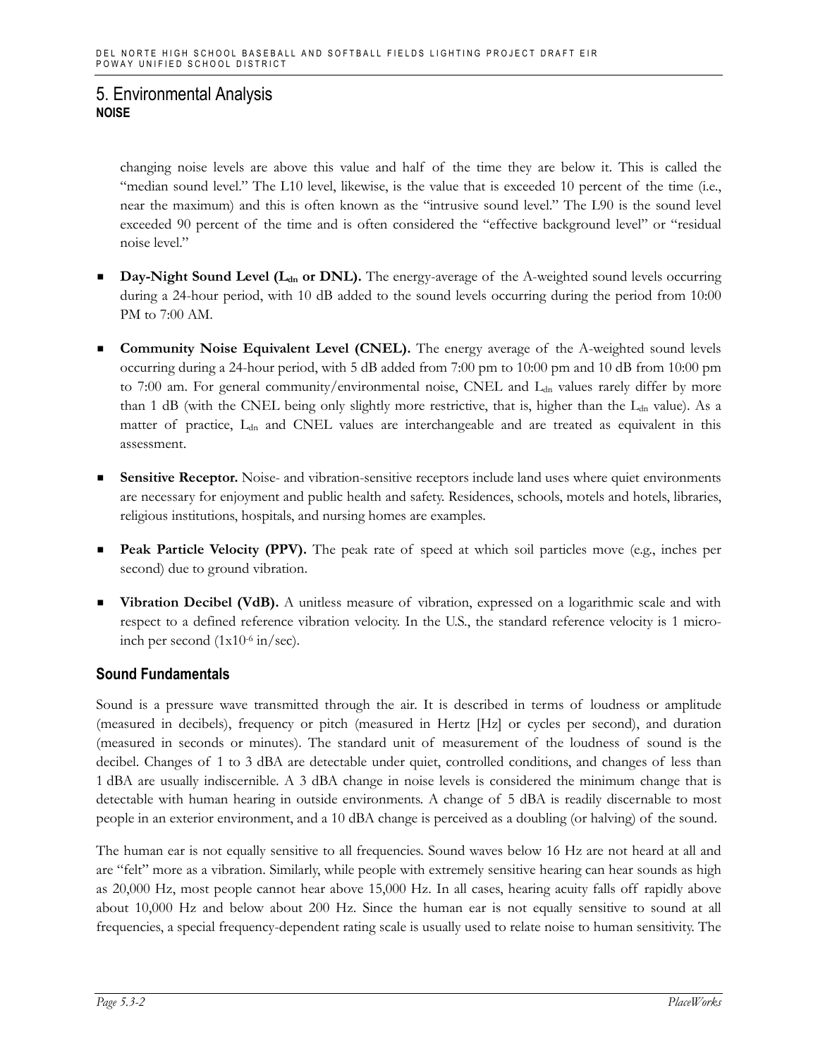changing noise levels are above this value and half of the time they are below it. This is called the "median sound level." The L10 level, likewise, is the value that is exceeded 10 percent of the time (i.e., near the maximum) and this is often known as the "intrusive sound level." The L90 is the sound level exceeded 90 percent of the time and is often considered the "effective background level" or "residual noise level."

- **Day-Night Sound Level ($L_{dn}$ or DNL).** The energy-average of the A-weighted sound levels occurring during a 24-hour period, with 10 dB added to the sound levels occurring during the period from 10:00 PM to 7:00 AM.
- **Community Noise Equivalent Level (CNEL).** The energy average of the A-weighted sound levels occurring during a 24-hour period, with 5 dB added from 7:00 pm to 10:00 pm and 10 dB from 10:00 pm to 7:00 am. For general community/environmental noise, CNEL and $L_{dn}$ values rarely differ by more than 1 dB (with the CNEL being only slightly more restrictive, that is, higher than the $L_{dn}$ value). As a matter of practice, $L_{dn}$ and CNEL values are interchangeable and are treated as equivalent in this assessment.
- **Sensitive Receptor.** Noise- and vibration-sensitive receptors include land uses where quiet environments are necessary for enjoyment and public health and safety. Residences, schools, motels and hotels, libraries, religious institutions, hospitals, and nursing homes are examples.
- **Peak Particle Velocity (PPV).** The peak rate of speed at which soil particles move (e.g., inches per second) due to ground vibration.
- **Vibration Decibel (VdB).** A unitless measure of vibration, expressed on a logarithmic scale and with respect to a defined reference vibration velocity. In the U.S., the standard reference velocity is 1 micro-inch per second ($1x10^{-6}$ in/sec).

### Sound Fundamentals

Sound is a pressure wave transmitted through the air. It is described in terms of loudness or amplitude (measured in decibels), frequency or pitch (measured in Hertz [Hz] or cycles per second), and duration (measured in seconds or minutes). The standard unit of measurement of the loudness of sound is the decibel. Changes of 1 to 3 dBA are detectable under quiet, controlled conditions, and changes of less than 1 dBA are usually indiscernible. A 3 dBA change in noise levels is considered the minimum change that is detectable with human hearing in outside environments. A change of 5 dBA is readily discernable to most people in an exterior environment, and a 10 dBA change is perceived as a doubling (or halving) of the sound.

The human ear is not equally sensitive to all frequencies. Sound waves below 16 Hz are not heard at all and are "felt" more as a vibration. Similarly, while people with extremely sensitive hearing can hear sounds as high as 20,000 Hz, most people cannot hear above 15,000 Hz. In all cases, hearing acuity falls off rapidly above about 10,000 Hz and below about 200 Hz. Since the human ear is not equally sensitive to sound at all frequencies, a special frequency-dependent rating scale is usually used to relate noise to human sensitivity. The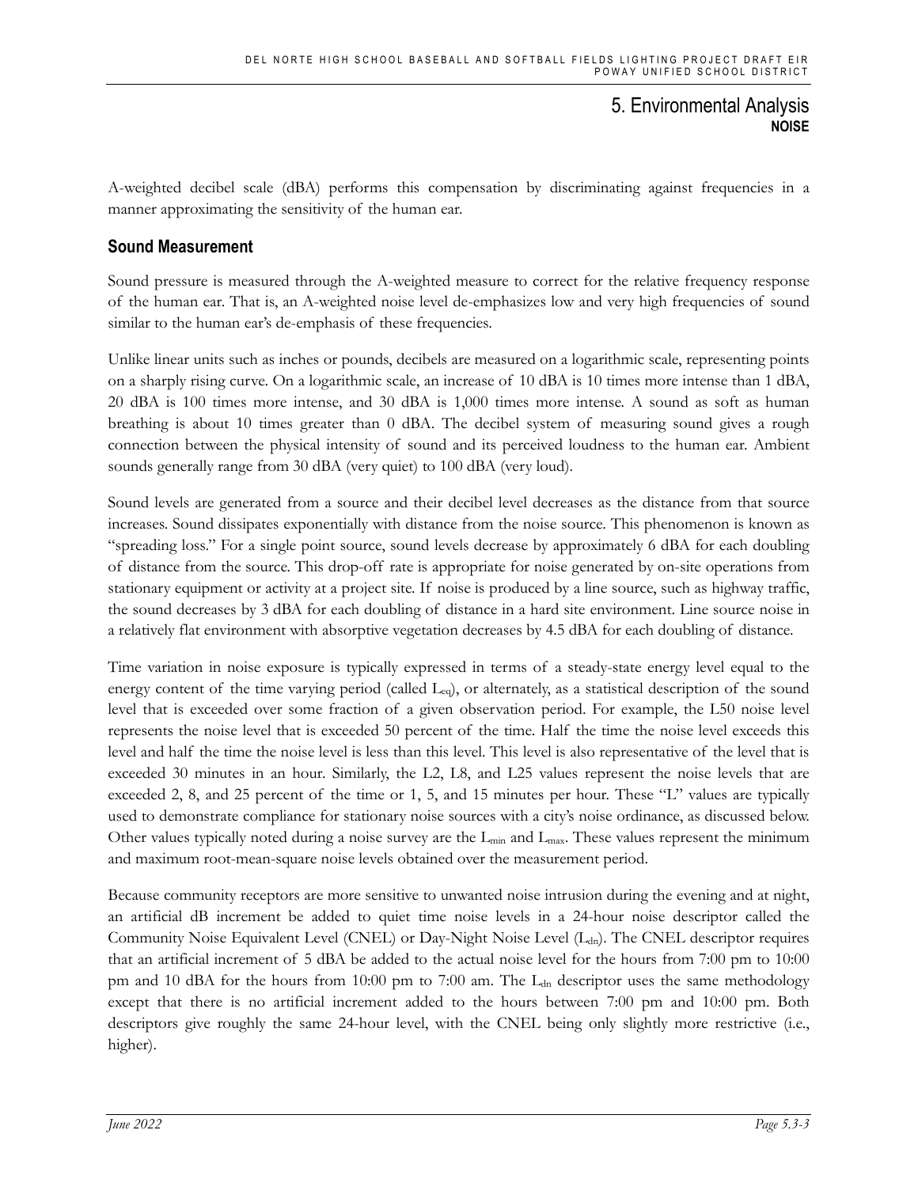A-weighted decibel scale (dBA) performs this compensation by discriminating against frequencies in a manner approximating the sensitivity of the human ear.

### Sound Measurement

Sound pressure is measured through the A-weighted measure to correct for the relative frequency response of the human ear. That is, an A-weighted noise level de-emphasizes low and very high frequencies of sound similar to the human ear's de-emphasis of these frequencies.

Unlike linear units such as inches or pounds, decibels are measured on a logarithmic scale, representing points on a sharply rising curve. On a logarithmic scale, an increase of 10 dBA is 10 times more intense than 1 dBA, 20 dBA is 100 times more intense, and 30 dBA is 1,000 times more intense. A sound as soft as human breathing is about 10 times greater than 0 dBA. The decibel system of measuring sound gives a rough connection between the physical intensity of sound and its perceived loudness to the human ear. Ambient sounds generally range from 30 dBA (very quiet) to 100 dBA (very loud).

Sound levels are generated from a source and their decibel level decreases as the distance from that source increases. Sound dissipates exponentially with distance from the noise source. This phenomenon is known as "spreading loss." For a single point source, sound levels decrease by approximately 6 dBA for each doubling of distance from the source. This drop-off rate is appropriate for noise generated by on-site operations from stationary equipment or activity at a project site. If noise is produced by a line source, such as highway traffic, the sound decreases by 3 dBA for each doubling of distance in a hard site environment. Line source noise in a relatively flat environment with absorptive vegetation decreases by 4.5 dBA for each doubling of distance.

Time variation in noise exposure is typically expressed in terms of a steady-state energy level equal to the energy content of the time varying period (called $L_{eq}$), or alternately, as a statistical description of the sound level that is exceeded over some fraction of a given observation period. For example, the L50 noise level represents the noise level that is exceeded 50 percent of the time. Half the time the noise level exceeds this level and half the time the noise level is less than this level. This level is also representative of the level that is exceeded 30 minutes in an hour. Similarly, the L2, L8, and L25 values represent the noise levels that are exceeded 2, 8, and 25 percent of the time or 1, 5, and 15 minutes per hour. These "L" values are typically used to demonstrate compliance for stationary noise sources with a city's noise ordinance, as discussed below. Other values typically noted during a noise survey are the $L_{min}$ and $L_{max}$. These values represent the minimum and maximum root-mean-square noise levels obtained over the measurement period.

Because community receptors are more sensitive to unwanted noise intrusion during the evening and at night, an artificial dB increment be added to quiet time noise levels in a 24-hour noise descriptor called the Community Noise Equivalent Level (CNEL) or Day-Night Noise Level ($L_{dn}$). The CNEL descriptor requires that an artificial increment of 5 dBA be added to the actual noise level for the hours from 7:00 pm to 10:00 pm and 10 dBA for the hours from 10:00 pm to 7:00 am. The $L_{dn}$ descriptor uses the same methodology except that there is no artificial increment added to the hours between 7:00 pm and 10:00 pm. Both descriptors give roughly the same 24-hour level, with the CNEL being only slightly more restrictive (i.e., higher).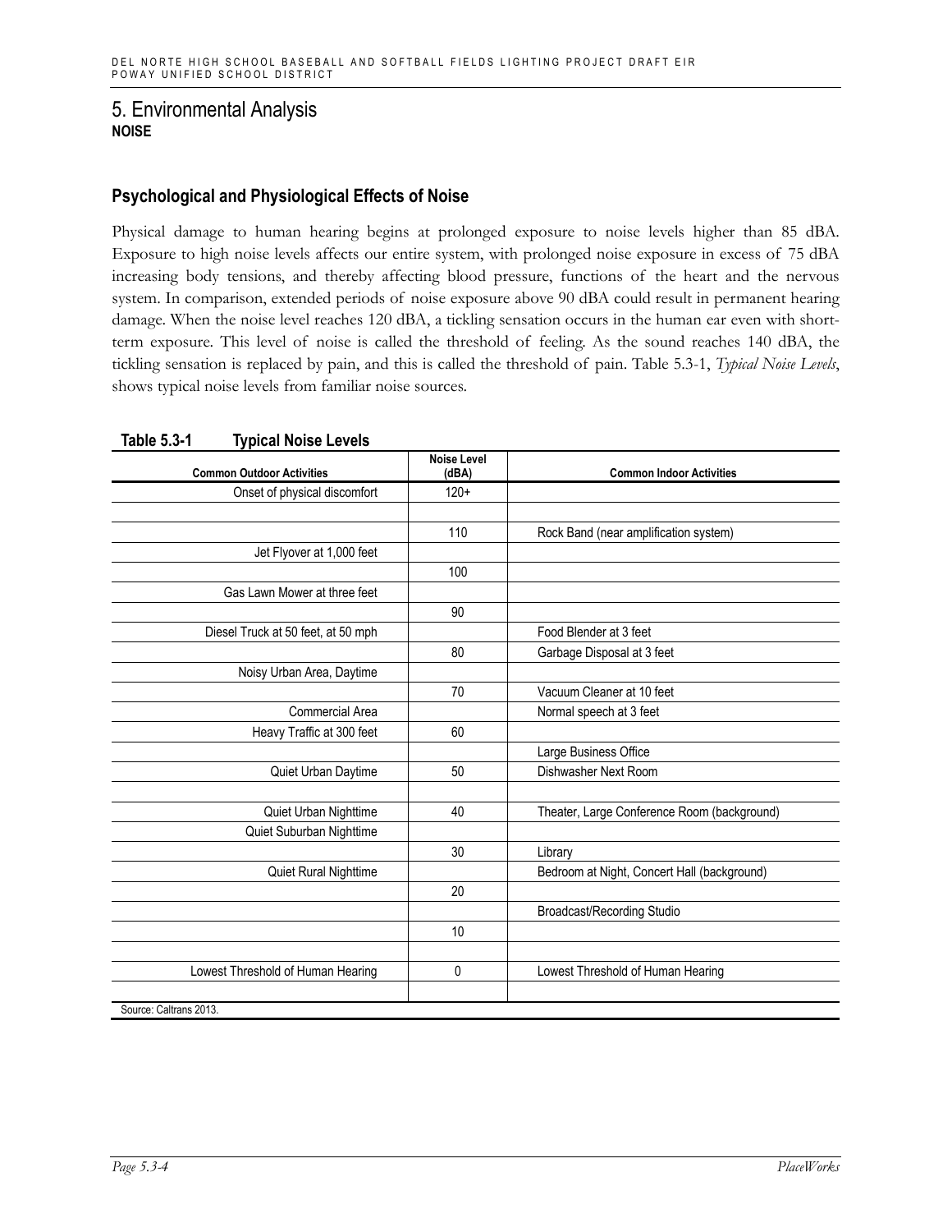# 5. Environmental Analysis

**NOISE**

## Psychological and Physiological Effects of Noise

Physical damage to human hearing begins at prolonged exposure to noise levels higher than 85 dBA. Exposure to high noise levels affects our entire system, with prolonged noise exposure in excess of 75 dBA increasing body tensions, and thereby affecting blood pressure, functions of the heart and the nervous system. In comparison, extended periods of noise exposure above 90 dBA could result in permanent hearing damage. When the noise level reaches 120 dBA, a tickling sensation occurs in the human ear even with short-term exposure. This level of noise is called the threshold of feeling. As the sound reaches 140 dBA, the tickling sensation is replaced by pain, and this is called the threshold of pain. Table 5.3-1, *Typical Noise Levels*, shows typical noise levels from familiar noise sources.

**Table 5.3-1 Typical Noise Levels**

| Common Outdoor Activities | Noise Level (dBA) | Common Indoor Activities |
|---|---|---|
| Onset of physical discomfort | 120+ | |
| | | |
| | 110 | Rock Band (near amplification system) |
| Jet Flyover at 1,000 feet | | |
| | 100 | |
| Gas Lawn Mower at three feet | | |
| | 90 | |
| Diesel Truck at 50 feet, at 50 mph | | Food Blender at 3 feet |
| | 80 | Garbage Disposal at 3 feet |
| Noisy Urban Area, Daytime | | |
| | 70 | Vacuum Cleaner at 10 feet |
| Commercial Area | | Normal speech at 3 feet |
| Heavy Traffic at 300 feet | 60 | |
| | | Large Business Office |
| Quiet Urban Daytime | 50 | Dishwasher Next Room |
| | | |
| Quiet Urban Nighttime | 40 | Theater, Large Conference Room (background) |
| Quiet Suburban Nighttime | | |
| | 30 | Library |
| Quiet Rural Nighttime | | Bedroom at Night, Concert Hall (background) |
| | 20 | |
| | | Broadcast/Recording Studio |
| | 10 | |
| | | |
| Lowest Threshold of Human Hearing | 0 | Lowest Threshold of Human Hearing |
| | | |

Source: Caltrans 2013.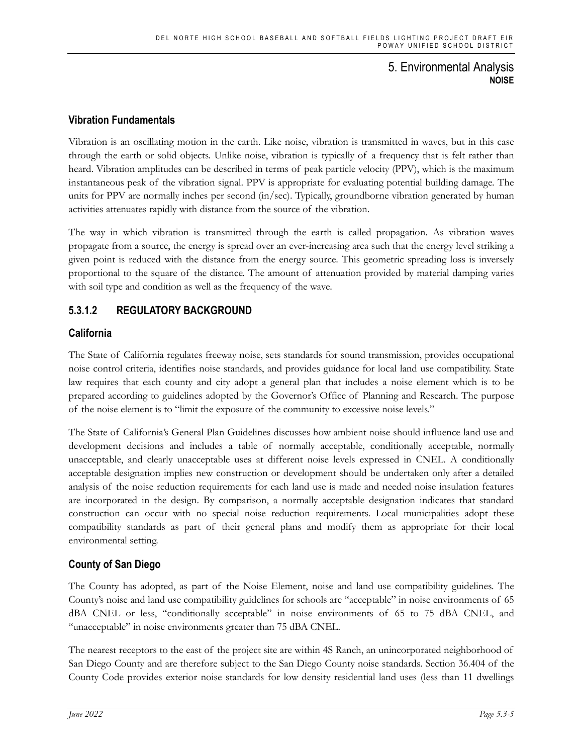### Vibration Fundamentals

Vibration is an oscillating motion in the earth. Like noise, vibration is transmitted in waves, but in this case through the earth or solid objects. Unlike noise, vibration is typically of a frequency that is felt rather than heard. Vibration amplitudes can be described in terms of peak particle velocity (PPV), which is the maximum instantaneous peak of the vibration signal. PPV is appropriate for evaluating potential building damage. The units for PPV are normally inches per second (in/sec). Typically, groundborne vibration generated by human activities attenuates rapidly with distance from the source of the vibration.

The way in which vibration is transmitted through the earth is called propagation. As vibration waves propagate from a source, the energy is spread over an ever-increasing area such that the energy level striking a given point is reduced with the distance from the energy source. This geometric spreading loss is inversely proportional to the square of the distance. The amount of attenuation provided by material damping varies with soil type and condition as well as the frequency of the wave.

## 5.3.1.2 REGULATORY BACKGROUND

### California

The State of California regulates freeway noise, sets standards for sound transmission, provides occupational noise control criteria, identifies noise standards, and provides guidance for local land use compatibility. State law requires that each county and city adopt a general plan that includes a noise element which is to be prepared according to guidelines adopted by the Governor's Office of Planning and Research. The purpose of the noise element is to "limit the exposure of the community to excessive noise levels."

The State of California's General Plan Guidelines discusses how ambient noise should influence land use and development decisions and includes a table of normally acceptable, conditionally acceptable, normally unacceptable, and clearly unacceptable uses at different noise levels expressed in CNEL. A conditionally acceptable designation implies new construction or development should be undertaken only after a detailed analysis of the noise reduction requirements for each land use is made and needed noise insulation features are incorporated in the design. By comparison, a normally acceptable designation indicates that standard construction can occur with no special noise reduction requirements. Local municipalities adopt these compatibility standards as part of their general plans and modify them as appropriate for their local environmental setting.

### County of San Diego

The County has adopted, as part of the Noise Element, noise and land use compatibility guidelines. The County's noise and land use compatibility guidelines for schools are "acceptable" in noise environments of 65 dBA CNEL or less, "conditionally acceptable" in noise environments of 65 to 75 dBA CNEL, and "unacceptable" in noise environments greater than 75 dBA CNEL.

The nearest receptors to the east of the project site are within 4S Ranch, an unincorporated neighborhood of San Diego County and are therefore subject to the San Diego County noise standards. Section 36.404 of the County Code provides exterior noise standards for low density residential land uses (less than 11 dwellings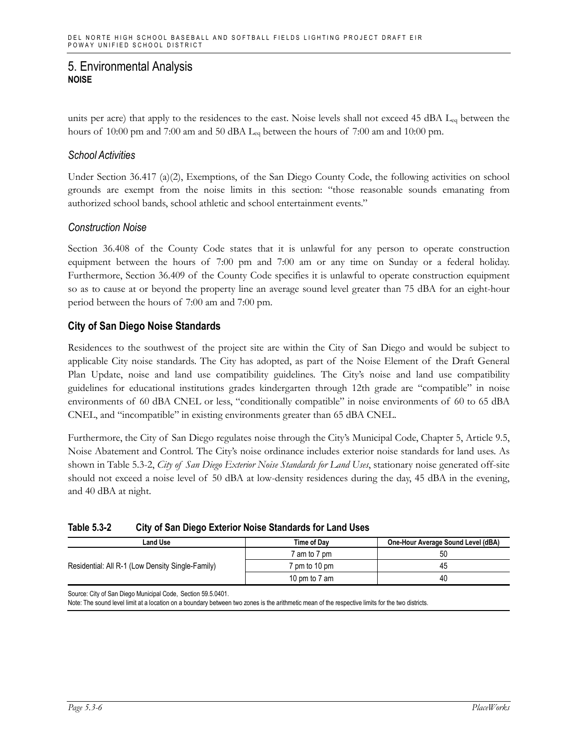units per acre) that apply to the residences to the east. Noise levels shall not exceed 45 dBA $L_{eq}$ between the hours of 10:00 pm and 7:00 am and 50 dBA $L_{eq}$ between the hours of 7:00 am and 10:00 pm.

### *School Activities*

Under Section 36.417 (a)(2), Exemptions, of the San Diego County Code, the following activities on school grounds are exempt from the noise limits in this section: "those reasonable sounds emanating from authorized school bands, school athletic and school entertainment events."

### *Construction Noise*

Section 36.408 of the County Code states that it is unlawful for any person to operate construction equipment between the hours of 7:00 pm and 7:00 am or any time on Sunday or a federal holiday. Furthermore, Section 36.409 of the County Code specifies it is unlawful to operate construction equipment so as to cause at or beyond the property line an average sound level greater than 75 dBA for an eight-hour period between the hours of 7:00 am and 7:00 pm.

## City of San Diego Noise Standards

Residences to the southwest of the project site are within the City of San Diego and would be subject to applicable City noise standards. The City has adopted, as part of the Noise Element of the Draft General Plan Update, noise and land use compatibility guidelines. The City's noise and land use compatibility guidelines for educational institutions grades kindergarten through 12th grade are "compatible" in noise environments of 60 dBA CNEL or less, "conditionally compatible" in noise environments of 60 to 65 dBA CNEL, and "incompatible" in existing environments greater than 65 dBA CNEL.

Furthermore, the City of San Diego regulates noise through the City's Municipal Code, Chapter 5, Article 9.5, Noise Abatement and Control. The City's noise ordinance includes exterior noise standards for land uses. As shown in Table 5.3-2, *City of San Diego Exterior Noise Standards for Land Uses*, stationary noise generated off-site should not exceed a noise level of 50 dBA at low-density residences during the day, 45 dBA in the evening, and 40 dBA at night.

**Table 5.3-2 City of San Diego Exterior Noise Standards for Land Uses**

| Land Use | Time of Day | One-Hour Average Sound Level (dBA) |
|---|---|---|
| Residential: All R-1 (Low Density Single-Family) | 7 am to 7 pm | 50 |
| | 7 pm to 10 pm | 45 |
| | 10 pm to 7 am | 40 |

Source: City of San Diego Municipal Code, Section 59.5.0401.
Note: The sound level limit at a location on a boundary between two zones is the arithmetic mean of the respective limits for the two districts.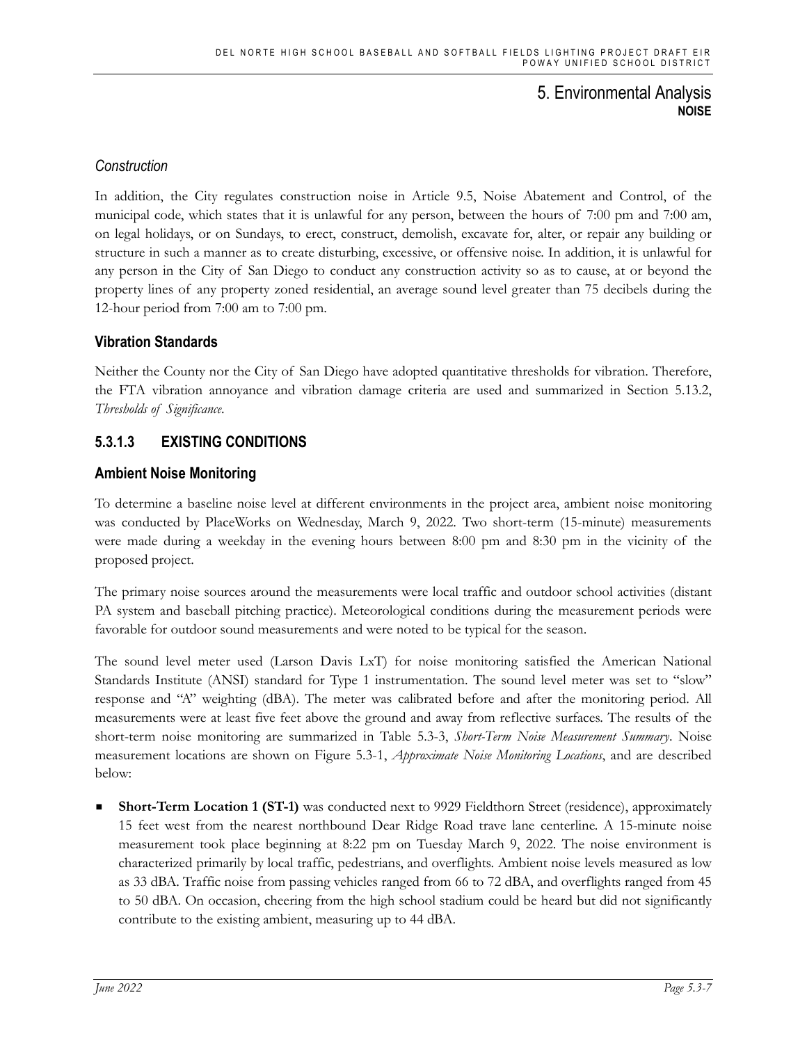## *Construction*

In addition, the City regulates construction noise in Article 9.5, Noise Abatement and Control, of the municipal code, which states that it is unlawful for any person, between the hours of 7:00 pm and 7:00 am, on legal holidays, or on Sundays, to erect, construct, demolish, excavate for, alter, or repair any building or structure in such a manner as to create disturbing, excessive, or offensive noise. In addition, it is unlawful for any person in the City of San Diego to conduct any construction activity so as to cause, at or beyond the property lines of any property zoned residential, an average sound level greater than 75 decibels during the 12-hour period from 7:00 am to 7:00 pm.

## Vibration Standards

Neither the County nor the City of San Diego have adopted quantitative thresholds for vibration. Therefore, the FTA vibration annoyance and vibration damage criteria are used and summarized in Section 5.13.2, *Thresholds of Significance*.

## 5.3.1.3 EXISTING CONDITIONS

### Ambient Noise Monitoring

To determine a baseline noise level at different environments in the project area, ambient noise monitoring was conducted by PlaceWorks on Wednesday, March 9, 2022. Two short-term (15-minute) measurements were made during a weekday in the evening hours between 8:00 pm and 8:30 pm in the vicinity of the proposed project.

The primary noise sources around the measurements were local traffic and outdoor school activities (distant PA system and baseball pitching practice). Meteorological conditions during the measurement periods were favorable for outdoor sound measurements and were noted to be typical for the season.

The sound level meter used (Larson Davis LxT) for noise monitoring satisfied the American National Standards Institute (ANSI) standard for Type 1 instrumentation. The sound level meter was set to "slow" response and "A" weighting (dBA). The meter was calibrated before and after the monitoring period. All measurements were at least five feet above the ground and away from reflective surfaces. The results of the short-term noise monitoring are summarized in Table 5.3-3, *Short-Term Noise Measurement Summary*. Noise measurement locations are shown on Figure 5.3-1, *Approximate Noise Monitoring Locations*, and are described below:

- **Short-Term Location 1 (ST-1)** was conducted next to 9929 Fieldthorn Street (residence), approximately 15 feet west from the nearest northbound Dear Ridge Road trave lane centerline. A 15-minute noise measurement took place beginning at 8:22 pm on Tuesday March 9, 2022. The noise environment is characterized primarily by local traffic, pedestrians, and overflights. Ambient noise levels measured as low as 33 dBA. Traffic noise from passing vehicles ranged from 66 to 72 dBA, and overflights ranged from 45 to 50 dBA. On occasion, cheering from the high school stadium could be heard but did not significantly contribute to the existing ambient, measuring up to 44 dBA.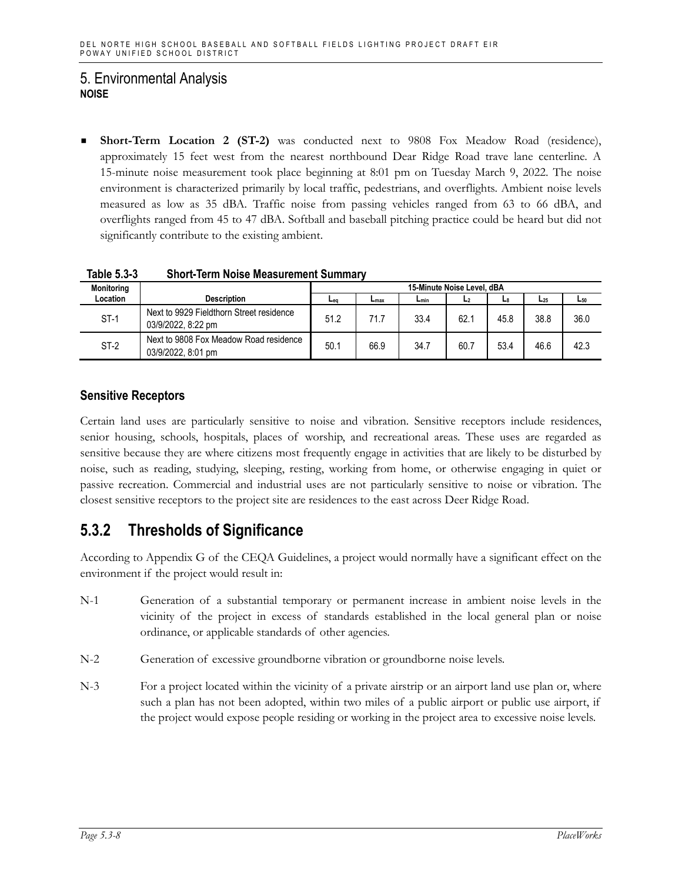# 5. Environmental Analysis
## NOISE

- **Short-Term Location 2 (ST-2)** was conducted next to 9808 Fox Meadow Road (residence), approximately 15 feet west from the nearest northbound Dear Ridge Road trave lane centerline. A 15-minute noise measurement took place beginning at 8:01 pm on Tuesday March 9, 2022. The noise environment is characterized primarily by local traffic, pedestrians, and overflights. Ambient noise levels measured as low as 35 dBA. Traffic noise from passing vehicles ranged from 63 to 66 dBA, and overflights ranged from 45 to 47 dBA. Softball and baseball pitching practice could be heard but did not significantly contribute to the existing ambient.

**Table 5.3-3 Short-Term Noise Measurement Summary**

| Monitoring Location | Description | 15-Minute Noise Level, dBA | | | | | | |
|---|---|---|---|---|---|---|---|---|
| | | $L_{eq}$ | $L_{max}$ | $L_{min}$ | $L_2$ | $L_8$ | $L_{25}$ | $L_{50}$ |
| ST-1 | Next to 9929 Fieldthorn Street residence 03/9/2022, 8:22 pm | 51.2 | 71.7 | 33.4 | 62.1 | 45.8 | 38.8 | 36.0 |
| ST-2 | Next to 9808 Fox Meadow Road residence 03/9/2022, 8:01 pm | 50.1 | 66.9 | 34.7 | 60.7 | 53.4 | 46.6 | 42.3 |

### Sensitive Receptors

Certain land uses are particularly sensitive to noise and vibration. Sensitive receptors include residences, senior housing, schools, hospitals, places of worship, and recreational areas. These uses are regarded as sensitive because they are where citizens most frequently engage in activities that are likely to be disturbed by noise, such as reading, studying, sleeping, resting, working from home, or otherwise engaging in quiet or passive recreation. Commercial and industrial uses are not particularly sensitive to noise or vibration. The closest sensitive receptors to the project site are residences to the east across Deer Ridge Road.

## 5.3.2 Thresholds of Significance

According to Appendix G of the CEQA Guidelines, a project would normally have a significant effect on the environment if the project would result in:

N-1 Generation of a substantial temporary or permanent increase in ambient noise levels in the vicinity of the project in excess of standards established in the local general plan or noise ordinance, or applicable standards of other agencies.

N-2 Generation of excessive groundborne vibration or groundborne noise levels.

N-3 For a project located within the vicinity of a private airstrip or an airport land use plan or, where such a plan has not been adopted, within two miles of a public airport or public use airport, if the project would expose people residing or working in the project area to excessive noise levels.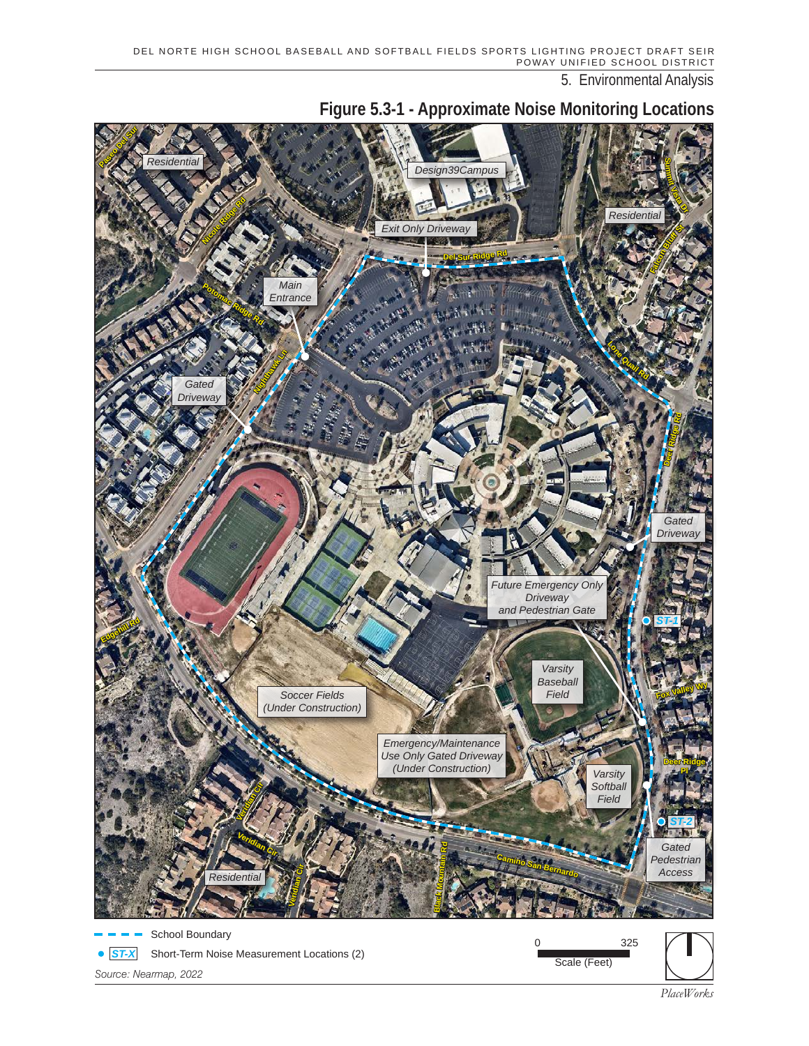# Figure 5.3-1 - Approximate Noise Monitoring Locations

Residential

Design39Campus

Residential

Exit Only Driveway

Del Sur Ridge Rd

Main Entrance

Gated Driveway

Gated Driveway

Future Emergency Only Driveway and Pedestrian Gate

ST-1

Varsity Baseball Field

Soccer Fields (Under Construction)

Emergency/Maintenance Use Only Gated Driveway (Under Construction)

Varsity Softball Field

ST-2

Gated Pedestrian Access

Residential

Paseo Del Sur, Nicole Ridge Rd, Potomac Ridge Rd, Nighthawk Ln, Edgehill Rd, Veridian Cir, Black Mountain Rd, Camino San Bernardo, Summit Vista Dr, Falcon Bluff St, Lone Quail Rd, Deer Ridge Rd, Fox Valley Wy, Deer Ridge Pl

School Boundary

ST-X Short-Term Noise Measurement Locations (2)

Source: Nearmap, 2022

0 325

Scale (Feet)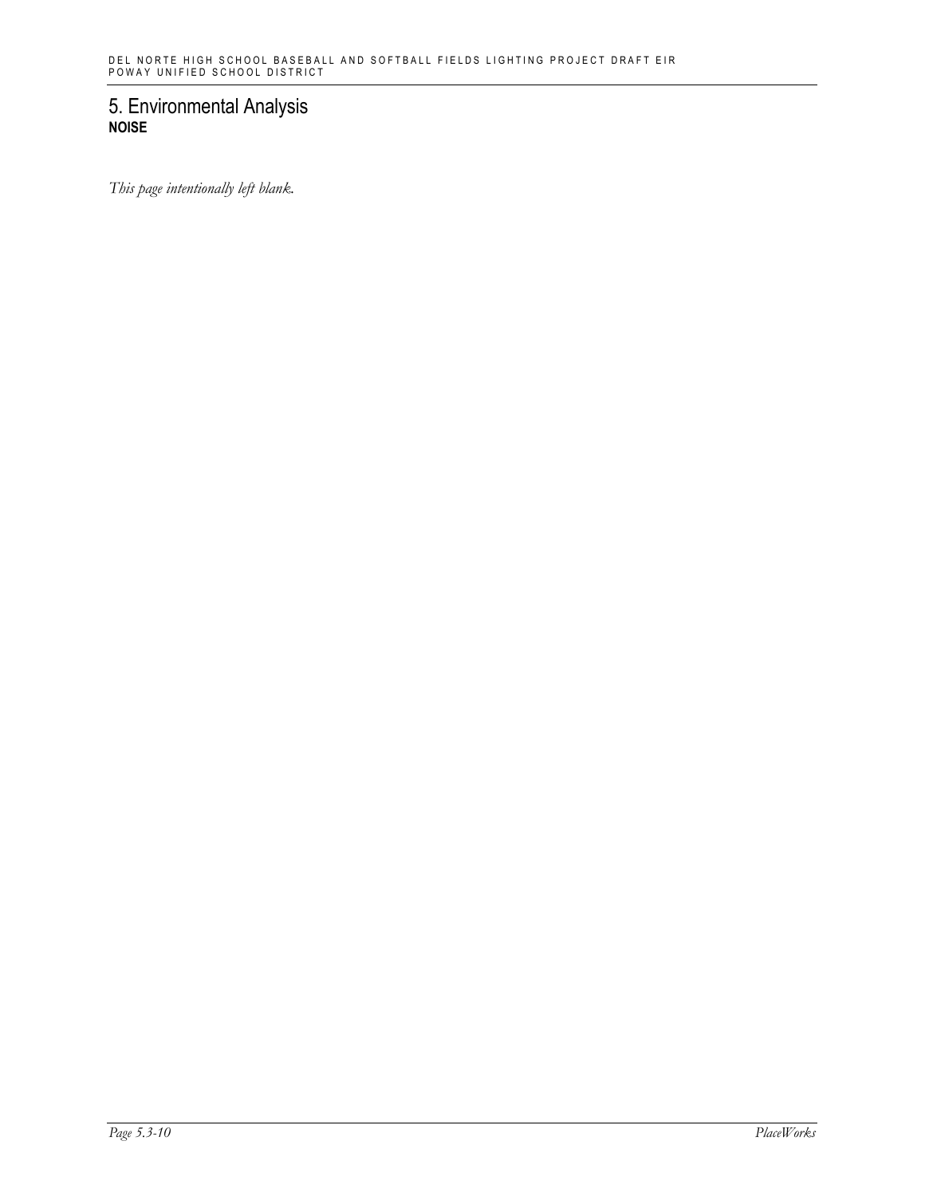# 5. Environmental Analysis

## NOISE

*This page intentionally left blank.*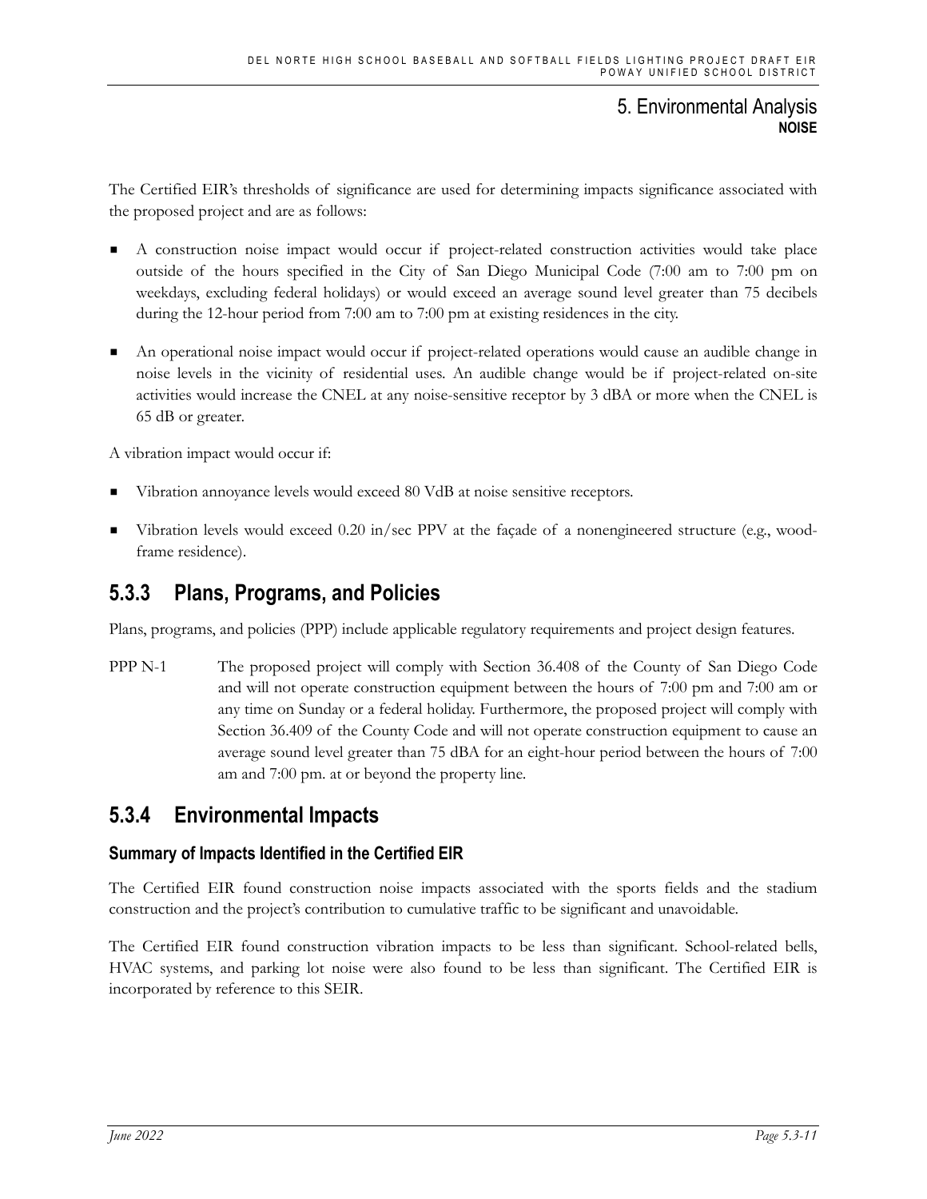The Certified EIR's thresholds of significance are used for determining impacts significance associated with the proposed project and are as follows:

- A construction noise impact would occur if project-related construction activities would take place outside of the hours specified in the City of San Diego Municipal Code (7:00 am to 7:00 pm on weekdays, excluding federal holidays) or would exceed an average sound level greater than 75 decibels during the 12-hour period from 7:00 am to 7:00 pm at existing residences in the city.
- An operational noise impact would occur if project-related operations would cause an audible change in noise levels in the vicinity of residential uses. An audible change would be if project-related on-site activities would increase the CNEL at any noise-sensitive receptor by 3 dBA or more when the CNEL is 65 dB or greater.

A vibration impact would occur if:

- Vibration annoyance levels would exceed 80 VdB at noise sensitive receptors.
- Vibration levels would exceed 0.20 in/sec PPV at the façade of a nonengineered structure (e.g., wood-frame residence).

## 5.3.3 Plans, Programs, and Policies

Plans, programs, and policies (PPP) include applicable regulatory requirements and project design features.

PPP N-1 The proposed project will comply with Section 36.408 of the County of San Diego Code and will not operate construction equipment between the hours of 7:00 pm and 7:00 am or any time on Sunday or a federal holiday. Furthermore, the proposed project will comply with Section 36.409 of the County Code and will not operate construction equipment to cause an average sound level greater than 75 dBA for an eight-hour period between the hours of 7:00 am and 7:00 pm. at or beyond the property line.

## 5.3.4 Environmental Impacts

### Summary of Impacts Identified in the Certified EIR

The Certified EIR found construction noise impacts associated with the sports fields and the stadium construction and the project's contribution to cumulative traffic to be significant and unavoidable.

The Certified EIR found construction vibration impacts to be less than significant. School-related bells, HVAC systems, and parking lot noise were also found to be less than significant. The Certified EIR is incorporated by reference to this SEIR.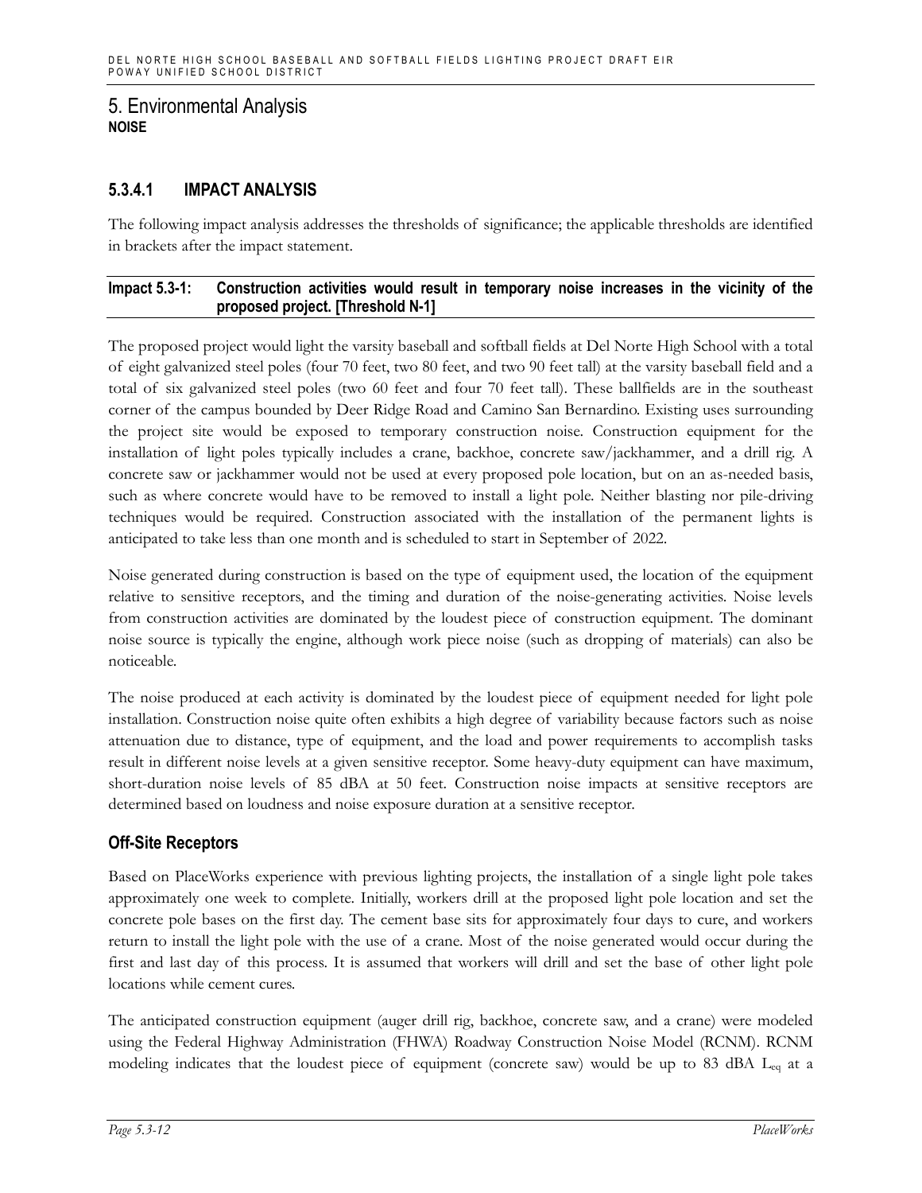## 5. Environmental Analysis

**NOISE**

### 5.3.4.1 IMPACT ANALYSIS

The following impact analysis addresses the thresholds of significance; the applicable thresholds are identified in brackets after the impact statement.

**Impact 5.3-1: Construction activities would result in temporary noise increases in the vicinity of the proposed project. [Threshold N-1]**

The proposed project would light the varsity baseball and softball fields at Del Norte High School with a total of eight galvanized steel poles (four 70 feet, two 80 feet, and two 90 feet tall) at the varsity baseball field and a total of six galvanized steel poles (two 60 feet and four 70 feet tall). These ballfields are in the southeast corner of the campus bounded by Deer Ridge Road and Camino San Bernardino. Existing uses surrounding the project site would be exposed to temporary construction noise. Construction equipment for the installation of light poles typically includes a crane, backhoe, concrete saw/jackhammer, and a drill rig. A concrete saw or jackhammer would not be used at every proposed pole location, but on an as-needed basis, such as where concrete would have to be removed to install a light pole. Neither blasting nor pile-driving techniques would be required. Construction associated with the installation of the permanent lights is anticipated to take less than one month and is scheduled to start in September of 2022.

Noise generated during construction is based on the type of equipment used, the location of the equipment relative to sensitive receptors, and the timing and duration of the noise-generating activities. Noise levels from construction activities are dominated by the loudest piece of construction equipment. The dominant noise source is typically the engine, although work piece noise (such as dropping of materials) can also be noticeable.

The noise produced at each activity is dominated by the loudest piece of equipment needed for light pole installation. Construction noise quite often exhibits a high degree of variability because factors such as noise attenuation due to distance, type of equipment, and the load and power requirements to accomplish tasks result in different noise levels at a given sensitive receptor. Some heavy-duty equipment can have maximum, short-duration noise levels of 85 dBA at 50 feet. Construction noise impacts at sensitive receptors are determined based on loudness and noise exposure duration at a sensitive receptor.

#### Off-Site Receptors

Based on PlaceWorks experience with previous lighting projects, the installation of a single light pole takes approximately one week to complete. Initially, workers drill at the proposed light pole location and set the concrete pole bases on the first day. The cement base sits for approximately four days to cure, and workers return to install the light pole with the use of a crane. Most of the noise generated would occur during the first and last day of this process. It is assumed that workers will drill and set the base of other light pole locations while cement cures.

The anticipated construction equipment (auger drill rig, backhoe, concrete saw, and a crane) were modeled using the Federal Highway Administration (FHWA) Roadway Construction Noise Model (RCNM). RCNM modeling indicates that the loudest piece of equipment (concrete saw) would be up to 83 dBA $L_{eq}$ at a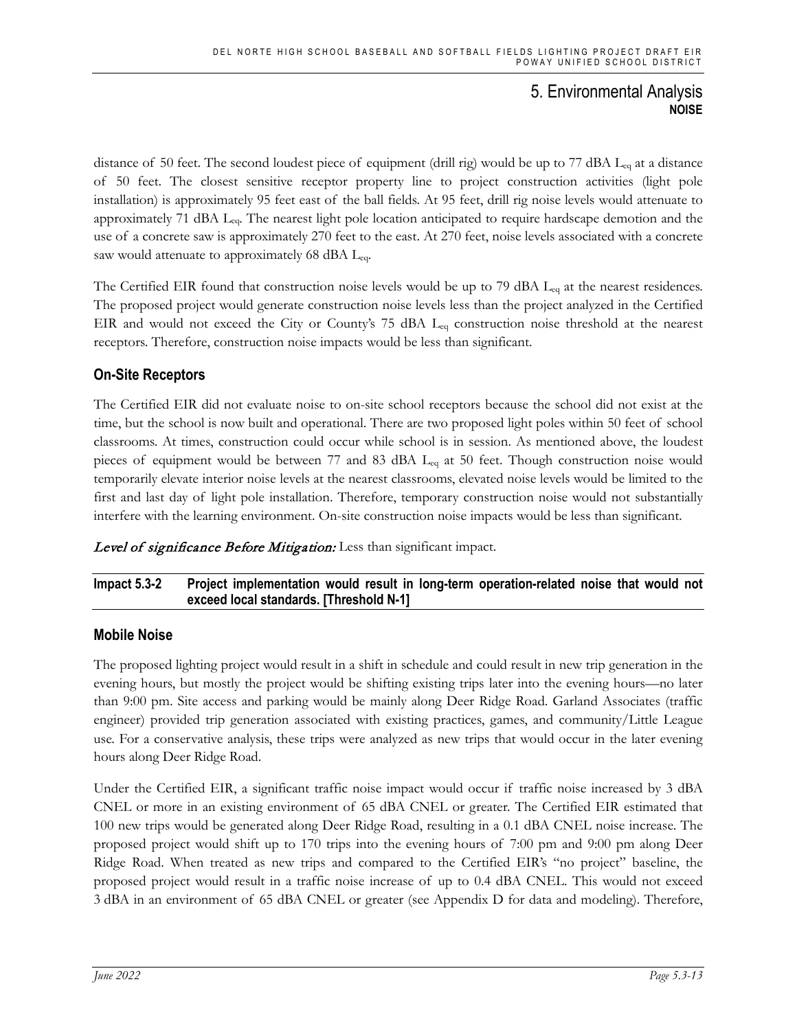distance of 50 feet. The second loudest piece of equipment (drill rig) would be up to 77 dBA $L_{eq}$ at a distance of 50 feet. The closest sensitive receptor property line to project construction activities (light pole installation) is approximately 95 feet east of the ball fields. At 95 feet, drill rig noise levels would attenuate to approximately 71 dBA $L_{eq}$. The nearest light pole location anticipated to require hardscape demotion and the use of a concrete saw is approximately 270 feet to the east. At 270 feet, noise levels associated with a concrete saw would attenuate to approximately 68 dBA $L_{eq}$.

The Certified EIR found that construction noise levels would be up to 79 dBA $L_{eq}$ at the nearest residences. The proposed project would generate construction noise levels less than the project analyzed in the Certified EIR and would not exceed the City or County's 75 dBA $L_{eq}$ construction noise threshold at the nearest receptors. Therefore, construction noise impacts would be less than significant.

### On-Site Receptors

The Certified EIR did not evaluate noise to on-site school receptors because the school did not exist at the time, but the school is now built and operational. There are two proposed light poles within 50 feet of school classrooms. At times, construction could occur while school is in session. As mentioned above, the loudest pieces of equipment would be between 77 and 83 dBA $L_{eq}$ at 50 feet. Though construction noise would temporarily elevate interior noise levels at the nearest classrooms, elevated noise levels would be limited to the first and last day of light pole installation. Therefore, temporary construction noise would not substantially interfere with the learning environment. On-site construction noise impacts would be less than significant.

*Level of significance Before Mitigation:* Less than significant impact.

**Impact 5.3-2 Project implementation would result in long-term operation-related noise that would not exceed local standards. [Threshold N-1]**

### Mobile Noise

The proposed lighting project would result in a shift in schedule and could result in new trip generation in the evening hours, but mostly the project would be shifting existing trips later into the evening hours—no later than 9:00 pm. Site access and parking would be mainly along Deer Ridge Road. Garland Associates (traffic engineer) provided trip generation associated with existing practices, games, and community/Little League use. For a conservative analysis, these trips were analyzed as new trips that would occur in the later evening hours along Deer Ridge Road.

Under the Certified EIR, a significant traffic noise impact would occur if traffic noise increased by 3 dBA CNEL or more in an existing environment of 65 dBA CNEL or greater. The Certified EIR estimated that 100 new trips would be generated along Deer Ridge Road, resulting in a 0.1 dBA CNEL noise increase. The proposed project would shift up to 170 trips into the evening hours of 7:00 pm and 9:00 pm along Deer Ridge Road. When treated as new trips and compared to the Certified EIR's "no project" baseline, the proposed project would result in a traffic noise increase of up to 0.4 dBA CNEL. This would not exceed 3 dBA in an environment of 65 dBA CNEL or greater (see Appendix D for data and modeling). Therefore,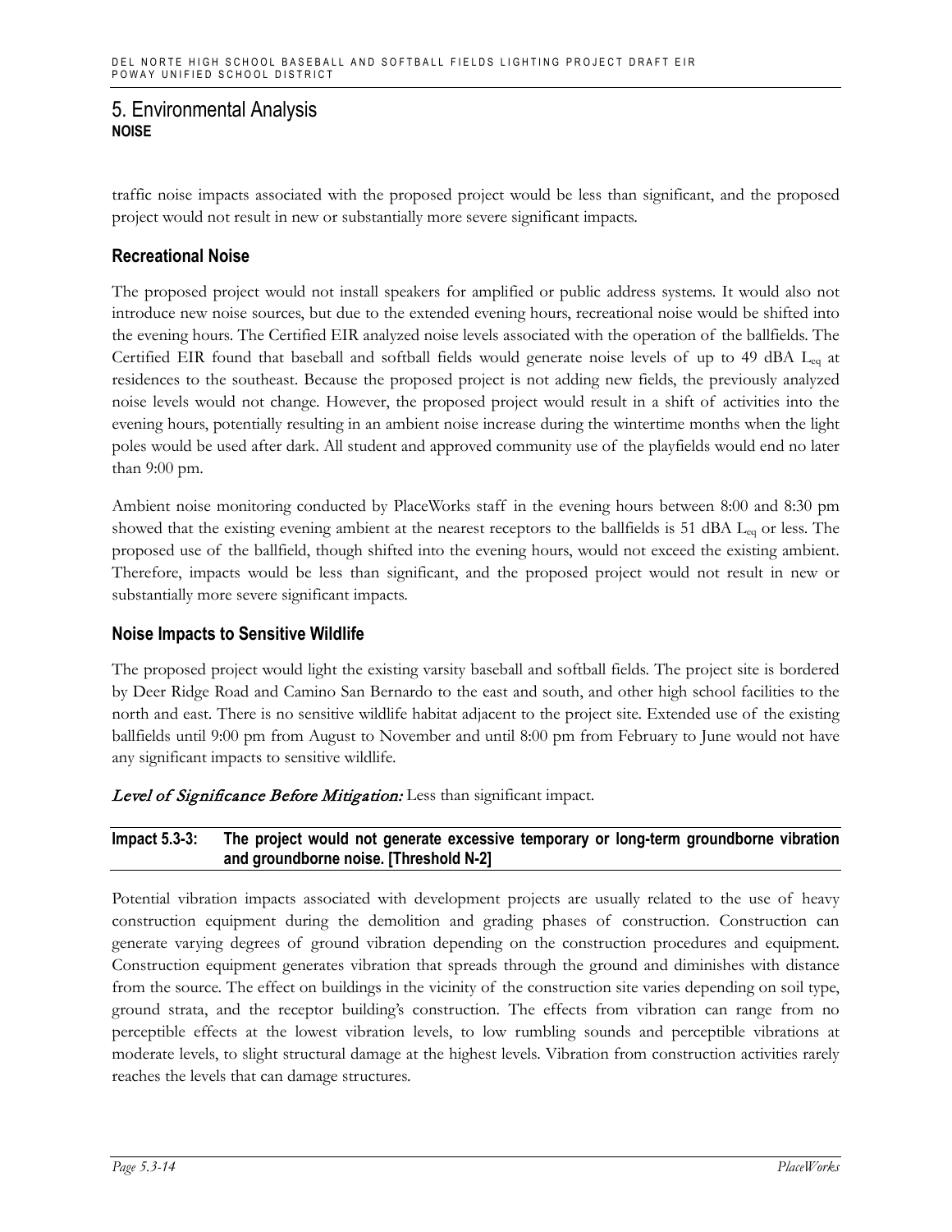# 5. Environmental Analysis
## NOISE

traffic noise impacts associated with the proposed project would be less than significant, and the proposed project would not result in new or substantially more severe significant impacts.

### Recreational Noise

The proposed project would not install speakers for amplified or public address systems. It would also not introduce new noise sources, but due to the extended evening hours, recreational noise would be shifted into the evening hours. The Certified EIR analyzed noise levels associated with the operation of the ballfields. The Certified EIR found that baseball and softball fields would generate noise levels of up to 49 dBA $L_{eq}$ at residences to the southeast. Because the proposed project is not adding new fields, the previously analyzed noise levels would not change. However, the proposed project would result in a shift of activities into the evening hours, potentially resulting in an ambient noise increase during the wintertime months when the light poles would be used after dark. All student and approved community use of the playfields would end no later than 9:00 pm.

Ambient noise monitoring conducted by PlaceWorks staff in the evening hours between 8:00 and 8:30 pm showed that the existing evening ambient at the nearest receptors to the ballfields is 51 dBA $L_{eq}$ or less. The proposed use of the ballfield, though shifted into the evening hours, would not exceed the existing ambient. Therefore, impacts would be less than significant, and the proposed project would not result in new or substantially more severe significant impacts.

### Noise Impacts to Sensitive Wildlife

The proposed project would light the existing varsity baseball and softball fields. The project site is bordered by Deer Ridge Road and Camino San Bernardo to the east and south, and other high school facilities to the north and east. There is no sensitive wildlife habitat adjacent to the project site. Extended use of the existing ballfields until 9:00 pm from August to November and until 8:00 pm from February to June would not have any significant impacts to sensitive wildlife.

***Level of Significance Before Mitigation:*** Less than significant impact.

**Impact 5.3-3: The project would not generate excessive temporary or long-term groundborne vibration and groundborne noise. [Threshold N-2]**

Potential vibration impacts associated with development projects are usually related to the use of heavy construction equipment during the demolition and grading phases of construction. Construction can generate varying degrees of ground vibration depending on the construction procedures and equipment. Construction equipment generates vibration that spreads through the ground and diminishes with distance from the source. The effect on buildings in the vicinity of the construction site varies depending on soil type, ground strata, and the receptor building's construction. The effects from vibration can range from no perceptible effects at the lowest vibration levels, to low rumbling sounds and perceptible vibrations at moderate levels, to slight structural damage at the highest levels. Vibration from construction activities rarely reaches the levels that can damage structures.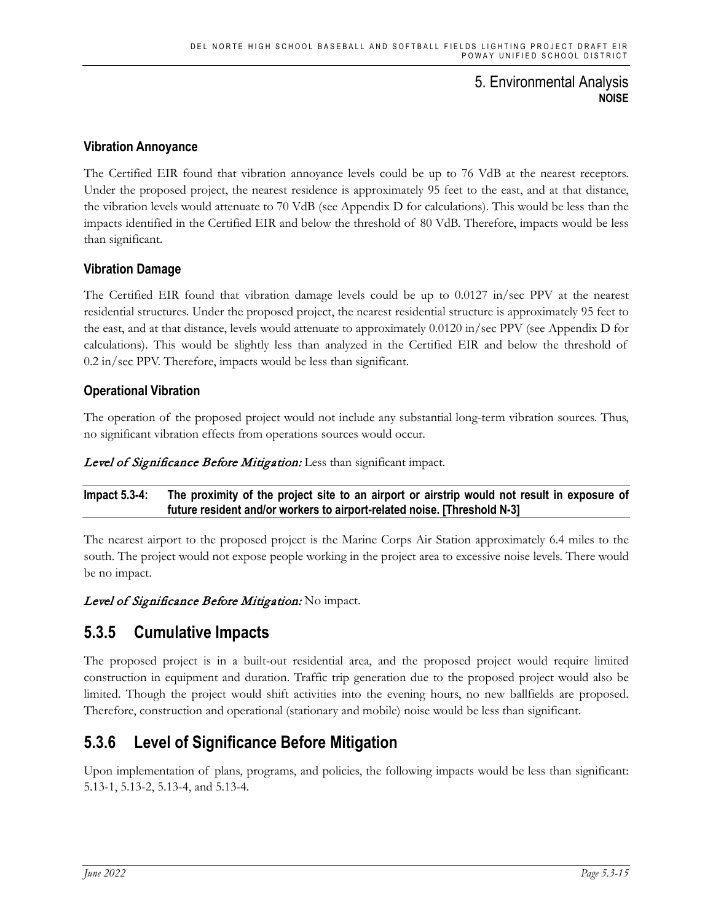### Vibration Annoyance

The Certified EIR found that vibration annoyance levels could be up to 76 VdB at the nearest receptors. Under the proposed project, the nearest residence is approximately 95 feet to the east, and at that distance, the vibration levels would attenuate to 70 VdB (see Appendix D for calculations). This would be less than the impacts identified in the Certified EIR and below the threshold of 80 VdB. Therefore, impacts would be less than significant.

### Vibration Damage

The Certified EIR found that vibration damage levels could be up to 0.0127 in/sec PPV at the nearest residential structures. Under the proposed project, the nearest residential structure is approximately 95 feet to the east, and at that distance, levels would attenuate to approximately 0.0120 in/sec PPV (see Appendix D for calculations). This would be slightly less than analyzed in the Certified EIR and below the threshold of 0.2 in/sec PPV. Therefore, impacts would be less than significant.

### Operational Vibration

The operation of the proposed project would not include any substantial long-term vibration sources. Thus, no significant vibration effects from operations sources would occur.

***Level of Significance Before Mitigation:*** Less than significant impact.

**Impact 5.3-4: The proximity of the project site to an airport or airstrip would not result in exposure of future resident and/or workers to airport-related noise. [Threshold N-3]**

The nearest airport to the proposed project is the Marine Corps Air Station approximately 6.4 miles to the south. The project would not expose people working in the project area to excessive noise levels. There would be no impact.

***Level of Significance Before Mitigation:*** No impact.

## 5.3.5 Cumulative Impacts

The proposed project is in a built-out residential area, and the proposed project would require limited construction in equipment and duration. Traffic trip generation due to the proposed project would also be limited. Though the project would shift activities into the evening hours, no new ballfields are proposed. Therefore, construction and operational (stationary and mobile) noise would be less than significant.

## 5.3.6 Level of Significance Before Mitigation

Upon implementation of plans, programs, and policies, the following impacts would be less than significant: 5.13-1, 5.13-2, 5.13-4, and 5.13-4.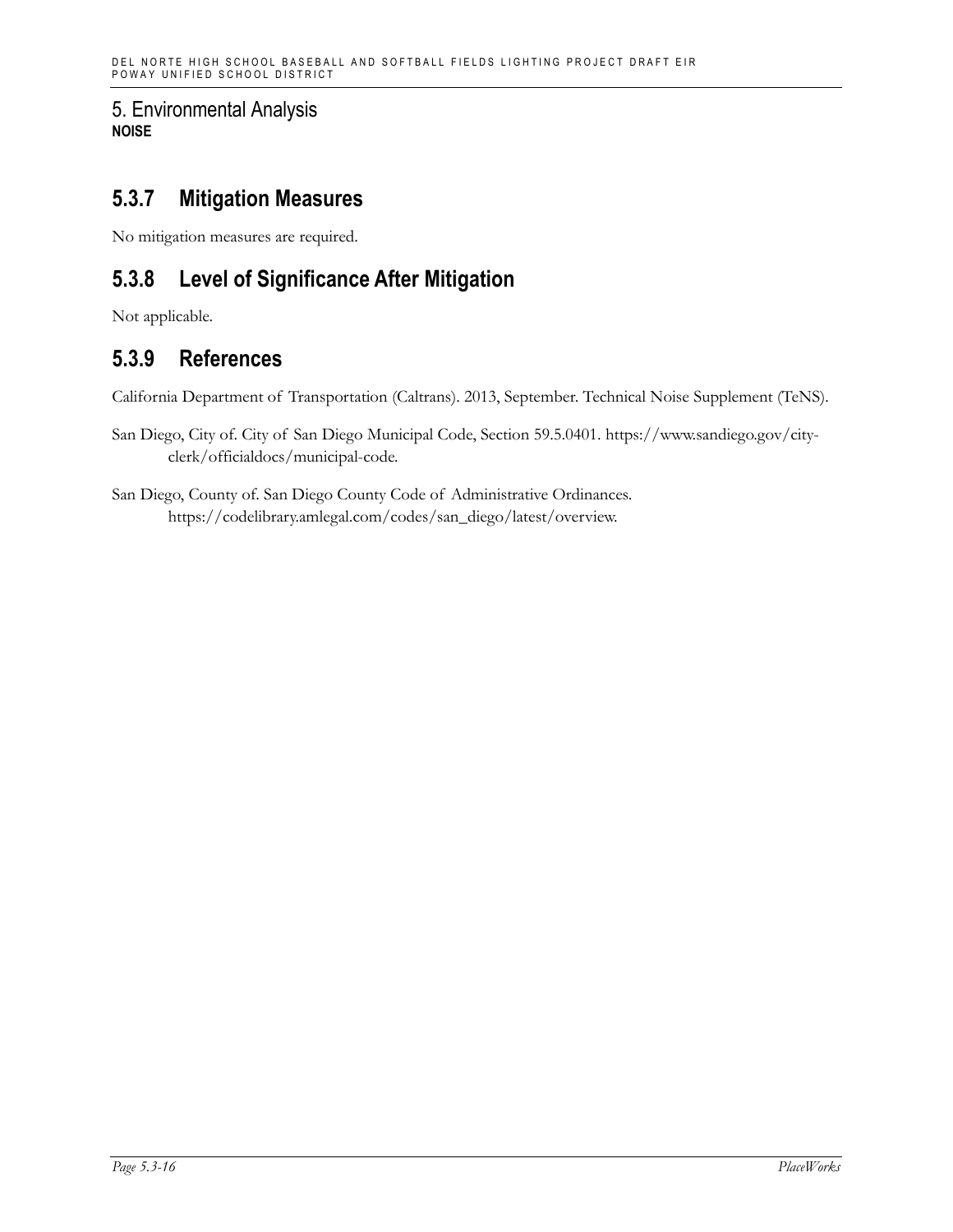5. Environmental Analysis
**NOISE**

## 5.3.7 Mitigation Measures

No mitigation measures are required.

## 5.3.8 Level of Significance After Mitigation

Not applicable.

## 5.3.9 References

California Department of Transportation (Caltrans). 2013, September. Technical Noise Supplement (TeNS).

San Diego, City of. City of San Diego Municipal Code, Section 59.5.0401. https://www.sandiego.gov/city-clerk/officialdocs/municipal-code.

San Diego, County of. San Diego County Code of Administrative Ordinances. https://codelibrary.amlegal.com/codes/san_diego/latest/overview.